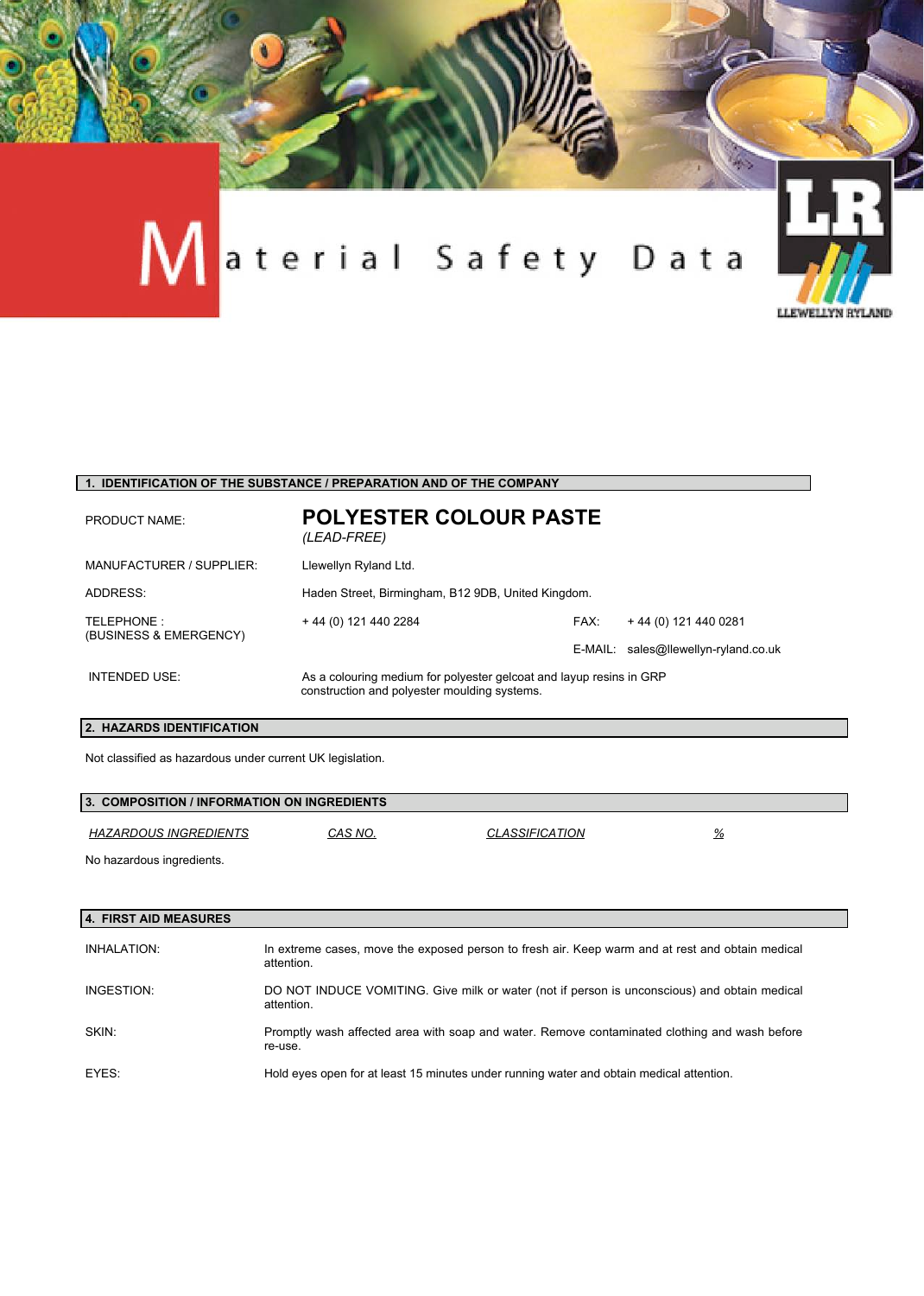# Material Safety Data

LLEWELLYN RYLAND

## 1. IDENTIFICATION OF THE SUBSTANCE / PREPARATION AND OF THE COMPANY

| | |
|---|---|
| PRODUCT NAME: | **POLYESTER COLOUR PASTE** *(LEAD-FREE)* |
| MANUFACTURER / SUPPLIER: | Llewellyn Ryland Ltd. |
| ADDRESS: | Haden Street, Birmingham, B12 9DB, United Kingdom. |
| TELEPHONE : (BUSINESS & EMERGENCY) | + 44 (0) 121 440 2284 |
| FAX: | + 44 (0) 121 440 0281 |
| E-MAIL: | sales@llewellyn-ryland.co.uk |
| INTENDED USE: | As a colouring medium for polyester gelcoat and layup resins in GRP construction and polyester moulding systems. |

## 2. HAZARDS IDENTIFICATION

Not classified as hazardous under current UK legislation.

## 3. COMPOSITION / INFORMATION ON INGREDIENTS

| HAZARDOUS INGREDIENTS | CAS NO. | CLASSIFICATION | % |
|---|---|---|---|

No hazardous ingredients.

## 4. FIRST AID MEASURES

| | |
|---|---|
| INHALATION: | In extreme cases, move the exposed person to fresh air. Keep warm and at rest and obtain medical attention. |
| INGESTION: | DO NOT INDUCE VOMITING. Give milk or water (not if person is unconscious) and obtain medical attention. |
| SKIN: | Promptly wash affected area with soap and water. Remove contaminated clothing and wash before re-use. |
| EYES: | Hold eyes open for at least 15 minutes under running water and obtain medical attention. |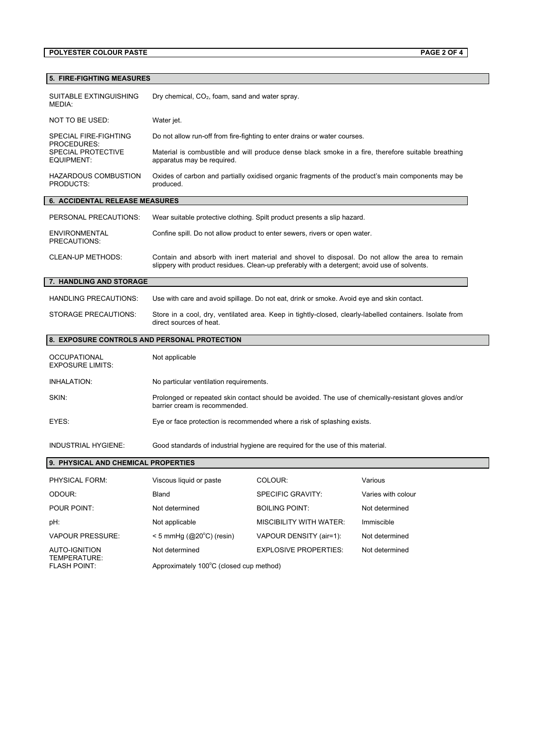## 5. FIRE-FIGHTING MEASURES

| | |
|---|---|
| SUITABLE EXTINGUISHING MEDIA: | Dry chemical, $CO_2$, foam, sand and water spray. |
| NOT TO BE USED: | Water jet. |
| SPECIAL FIRE-FIGHTING PROCEDURES: | Do not allow run-off from fire-fighting to enter drains or water courses. |
| SPECIAL PROTECTIVE EQUIPMENT: | Material is combustible and will produce dense black smoke in a fire, therefore suitable breathing apparatus may be required. |
| HAZARDOUS COMBUSTION PRODUCTS: | Oxides of carbon and partially oxidised organic fragments of the product's main components may be produced. |

## 6. ACCIDENTAL RELEASE MEASURES

| | |
|---|---|
| PERSONAL PRECAUTIONS: | Wear suitable protective clothing. Spilt product presents a slip hazard. |
| ENVIRONMENTAL PRECAUTIONS: | Confine spill. Do not allow product to enter sewers, rivers or open water. |
| CLEAN-UP METHODS: | Contain and absorb with inert material and shovel to disposal. Do not allow the area to remain slippery with product residues. Clean-up preferably with a detergent; avoid use of solvents. |

## 7. HANDLING AND STORAGE

| | |
|---|---|
| HANDLING PRECAUTIONS: | Use with care and avoid spillage. Do not eat, drink or smoke. Avoid eye and skin contact. |
| STORAGE PRECAUTIONS: | Store in a cool, dry, ventilated area. Keep in tightly-closed, clearly-labelled containers. Isolate from direct sources of heat. |

## 8. EXPOSURE CONTROLS AND PERSONAL PROTECTION

| | |
|---|---|
| OCCUPATIONAL EXPOSURE LIMITS: | Not applicable |
| INHALATION: | No particular ventilation requirements. |
| SKIN: | Prolonged or repeated skin contact should be avoided. The use of chemically-resistant gloves and/or barrier cream is recommended. |
| EYES: | Eye or face protection is recommended where a risk of splashing exists. |
| INDUSTRIAL HYGIENE: | Good standards of industrial hygiene are required for the use of this material. |

## 9. PHYSICAL AND CHEMICAL PROPERTIES

| | | | |
|---|---|---|---|
| PHYSICAL FORM: | Viscous liquid or paste | COLOUR: | Various |
| ODOUR: | Bland | SPECIFIC GRAVITY: | Varies with colour |
| POUR POINT: | Not determined | BOILING POINT: | Not determined |
| pH: | Not applicable | MISCIBILITY WITH WATER: | Immiscible |
| VAPOUR PRESSURE: | < 5 mmHg (@20°C) (resin) | VAPOUR DENSITY (air=1): | Not determined |
| AUTO-IGNITION TEMPERATURE: | Not determined | EXPLOSIVE PROPERTIES: | Not determined |
| FLASH POINT: | Approximately 100°C (closed cup method) | | |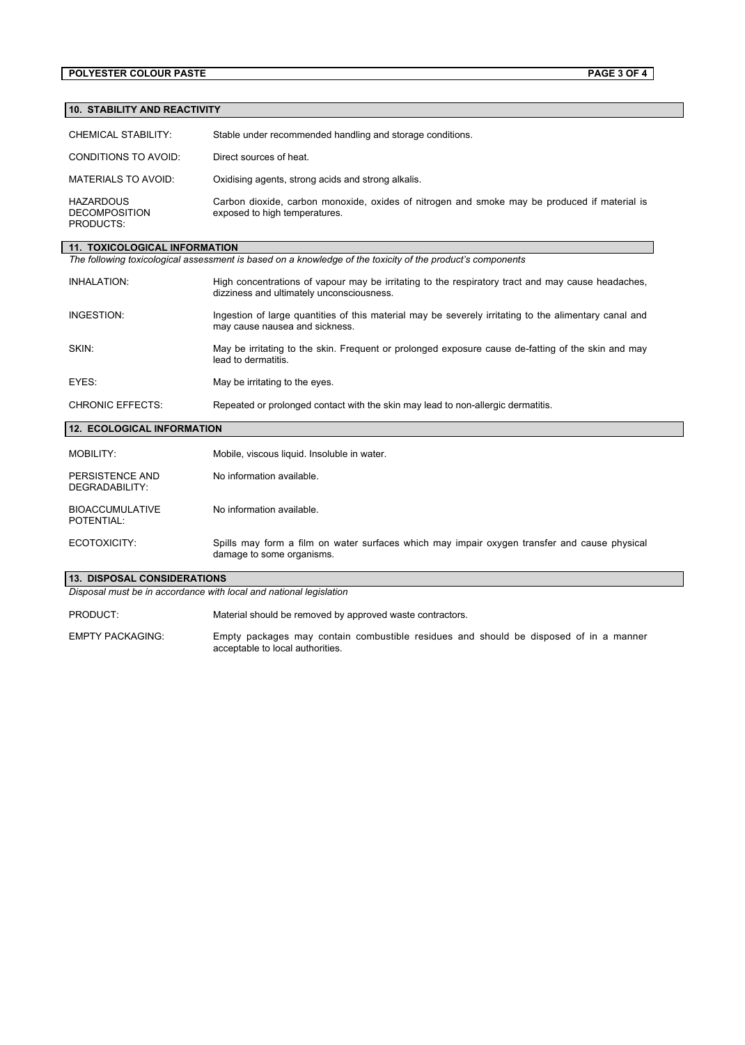## 10. STABILITY AND REACTIVITY

| | |
|---|---|
| CHEMICAL STABILITY: | Stable under recommended handling and storage conditions. |
| CONDITIONS TO AVOID: | Direct sources of heat. |
| MATERIALS TO AVOID: | Oxidising agents, strong acids and strong alkalis. |
| HAZARDOUS DECOMPOSITION PRODUCTS: | Carbon dioxide, carbon monoxide, oxides of nitrogen and smoke may be produced if material is exposed to high temperatures. |

## 11. TOXICOLOGICAL INFORMATION

*The following toxicological assessment is based on a knowledge of the toxicity of the product's components*

| | |
|---|---|
| INHALATION: | High concentrations of vapour may be irritating to the respiratory tract and may cause headaches, dizziness and ultimately unconsciousness. |
| INGESTION: | Ingestion of large quantities of this material may be severely irritating to the alimentary canal and may cause nausea and sickness. |
| SKIN: | May be irritating to the skin. Frequent or prolonged exposure cause de-fatting of the skin and may lead to dermatitis. |
| EYES: | May be irritating to the eyes. |
| CHRONIC EFFECTS: | Repeated or prolonged contact with the skin may lead to non-allergic dermatitis. |

## 12. ECOLOGICAL INFORMATION

| | |
|---|---|
| MOBILITY: | Mobile, viscous liquid. Insoluble in water. |
| PERSISTENCE AND DEGRADABILITY: | No information available. |
| BIOACCUMULATIVE POTENTIAL: | No information available. |
| ECOTOXICITY: | Spills may form a film on water surfaces which may impair oxygen transfer and cause physical damage to some organisms. |

## 13. DISPOSAL CONSIDERATIONS

*Disposal must be in accordance with local and national legislation*

| | |
|---|---|
| PRODUCT: | Material should be removed by approved waste contractors. |
| EMPTY PACKAGING: | Empty packages may contain combustible residues and should be disposed of in a manner acceptable to local authorities. |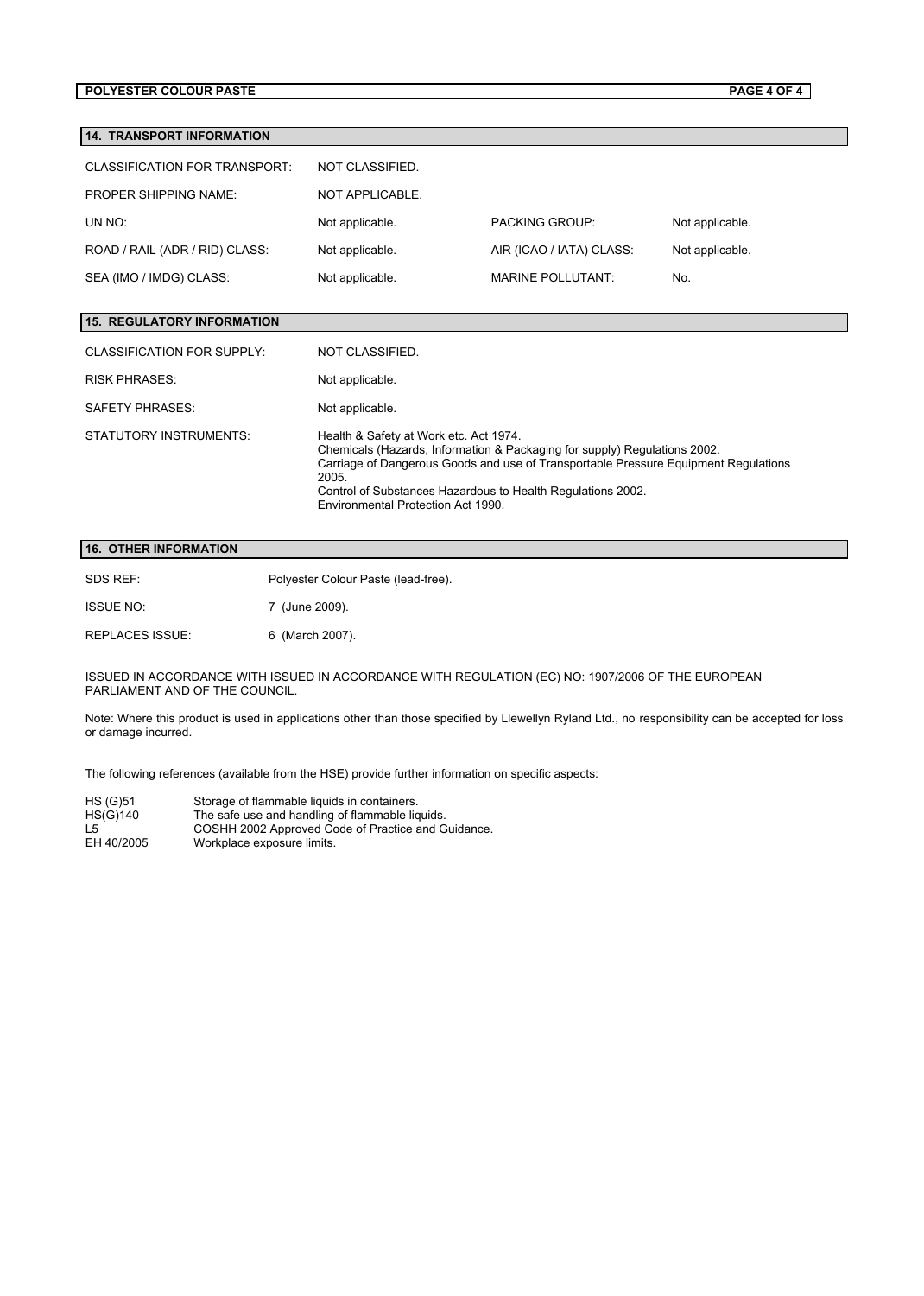## 14. TRANSPORT INFORMATION

| | | | |
|---|---|---|---|
| CLASSIFICATION FOR TRANSPORT: | NOT CLASSIFIED. | | |
| PROPER SHIPPING NAME: | NOT APPLICABLE. | | |
| UN NO: | Not applicable. | PACKING GROUP: | Not applicable. |
| ROAD / RAIL (ADR / RID) CLASS: | Not applicable. | AIR (ICAO / IATA) CLASS: | Not applicable. |
| SEA (IMO / IMDG) CLASS: | Not applicable. | MARINE POLLUTANT: | No. |

## 15. REGULATORY INFORMATION

| | |
|---|---|
| CLASSIFICATION FOR SUPPLY: | NOT CLASSIFIED. |
| RISK PHRASES: | Not applicable. |
| SAFETY PHRASES: | Not applicable. |
| STATUTORY INSTRUMENTS: | Health & Safety at Work etc. Act 1974.<br>Chemicals (Hazards, Information & Packaging for supply) Regulations 2002.<br>Carriage of Dangerous Goods and use of Transportable Pressure Equipment Regulations 2005.<br>Control of Substances Hazardous to Health Regulations 2002.<br>Environmental Protection Act 1990. |

## 16. OTHER INFORMATION

| | |
|---|---|
| SDS REF: | Polyester Colour Paste (lead-free). |
| ISSUE NO: | 7 (June 2009). |
| REPLACES ISSUE: | 6 (March 2007). |

ISSUED IN ACCORDANCE WITH ISSUED IN ACCORDANCE WITH REGULATION (EC) NO: 1907/2006 OF THE EUROPEAN PARLIAMENT AND OF THE COUNCIL.

Note: Where this product is used in applications other than those specified by Llewellyn Ryland Ltd., no responsibility can be accepted for loss or damage incurred.

The following references (available from the HSE) provide further information on specific aspects:

| | |
|---|---|
| HS (G)51 | Storage of flammable liquids in containers. |
| HS(G)140 | The safe use and handling of flammable liquids. |
| L5 | COSHH 2002 Approved Code of Practice and Guidance. |
| EH 40/2005 | Workplace exposure limits. |